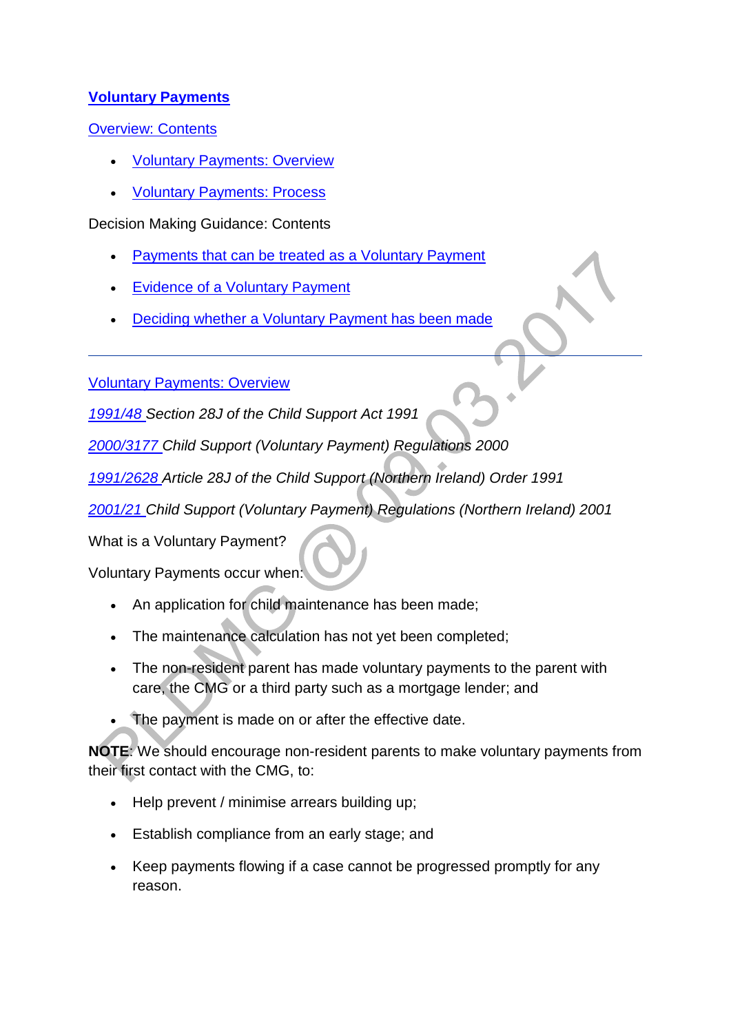# Voluntary Payments

Overview: Contents

- Voluntary Payments: Overview
- Voluntary Payments: Process

Decision Making Guidance: Contents

- Payments that can be treated as a Voluntary Payment
- Evidence of a Voluntary Payment
- Deciding whether a Voluntary Payment has been made

---

## Voluntary Payments: Overview

*1991/48 Section 28J of the Child Support Act 1991*

*2000/3177 Child Support (Voluntary Payment) Regulations 2000*

*1991/2628 Article 28J of the Child Support (Northern Ireland) Order 1991*

*2001/21 Child Support (Voluntary Payment) Regulations (Northern Ireland) 2001*

What is a Voluntary Payment?

Voluntary Payments occur when:

- An application for child maintenance has been made;
- The maintenance calculation has not yet been completed;
- The non-resident parent has made voluntary payments to the parent with care, the CMG or a third party such as a mortgage lender; and
- The payment is made on or after the effective date.

**NOTE**: We should encourage non-resident parents to make voluntary payments from their first contact with the CMG, to:

- Help prevent / minimise arrears building up;
- Establish compliance from an early stage; and
- Keep payments flowing if a case cannot be progressed promptly for any reason.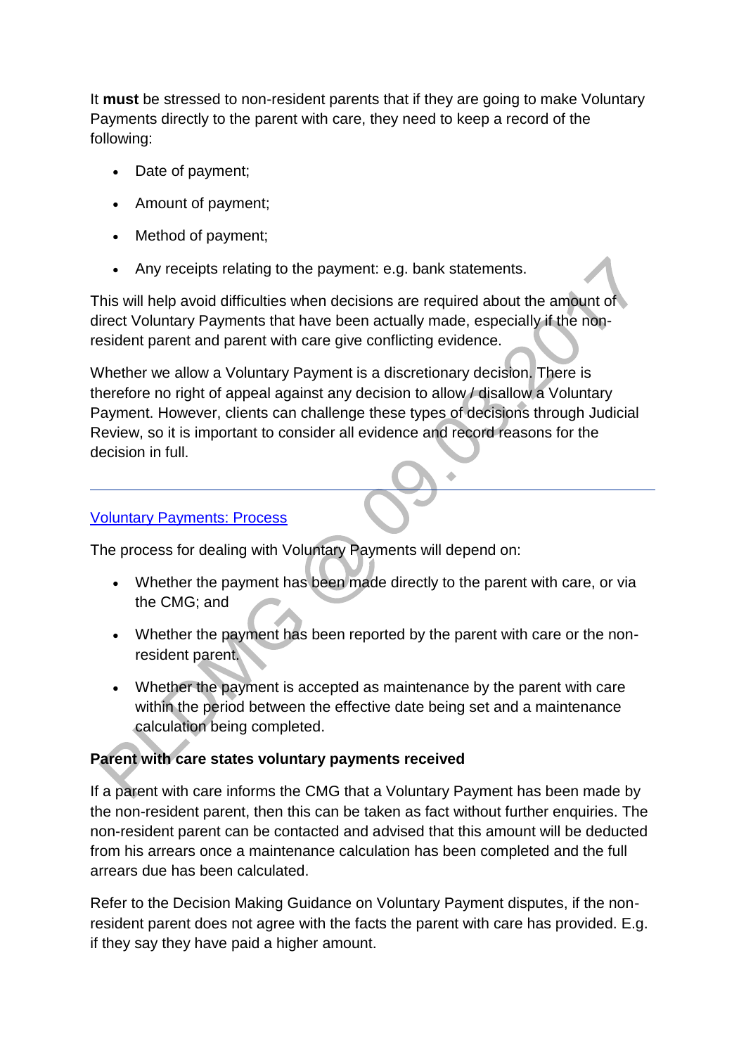It **must** be stressed to non-resident parents that if they are going to make Voluntary Payments directly to the parent with care, they need to keep a record of the following:

- Date of payment;
- Amount of payment;
- Method of payment;
- Any receipts relating to the payment: e.g. bank statements.

This will help avoid difficulties when decisions are required about the amount of direct Voluntary Payments that have been actually made, especially if the non-resident parent and parent with care give conflicting evidence.

Whether we allow a Voluntary Payment is a discretionary decision. There is therefore no right of appeal against any decision to allow / disallow a Voluntary Payment. However, clients can challenge these types of decisions through Judicial Review, so it is important to consider all evidence and record reasons for the decision in full.

---

## Voluntary Payments: Process

The process for dealing with Voluntary Payments will depend on:

- Whether the payment has been made directly to the parent with care, or via the CMG; and
- Whether the payment has been reported by the parent with care or the non-resident parent.
- Whether the payment is accepted as maintenance by the parent with care within the period between the effective date being set and a maintenance calculation being completed.

**Parent with care states voluntary payments received**

If a parent with care informs the CMG that a Voluntary Payment has been made by the non-resident parent, then this can be taken as fact without further enquiries. The non-resident parent can be contacted and advised that this amount will be deducted from his arrears once a maintenance calculation has been completed and the full arrears due has been calculated.

Refer to the Decision Making Guidance on Voluntary Payment disputes, if the non-resident parent does not agree with the facts the parent with care has provided. E.g. if they say they have paid a higher amount.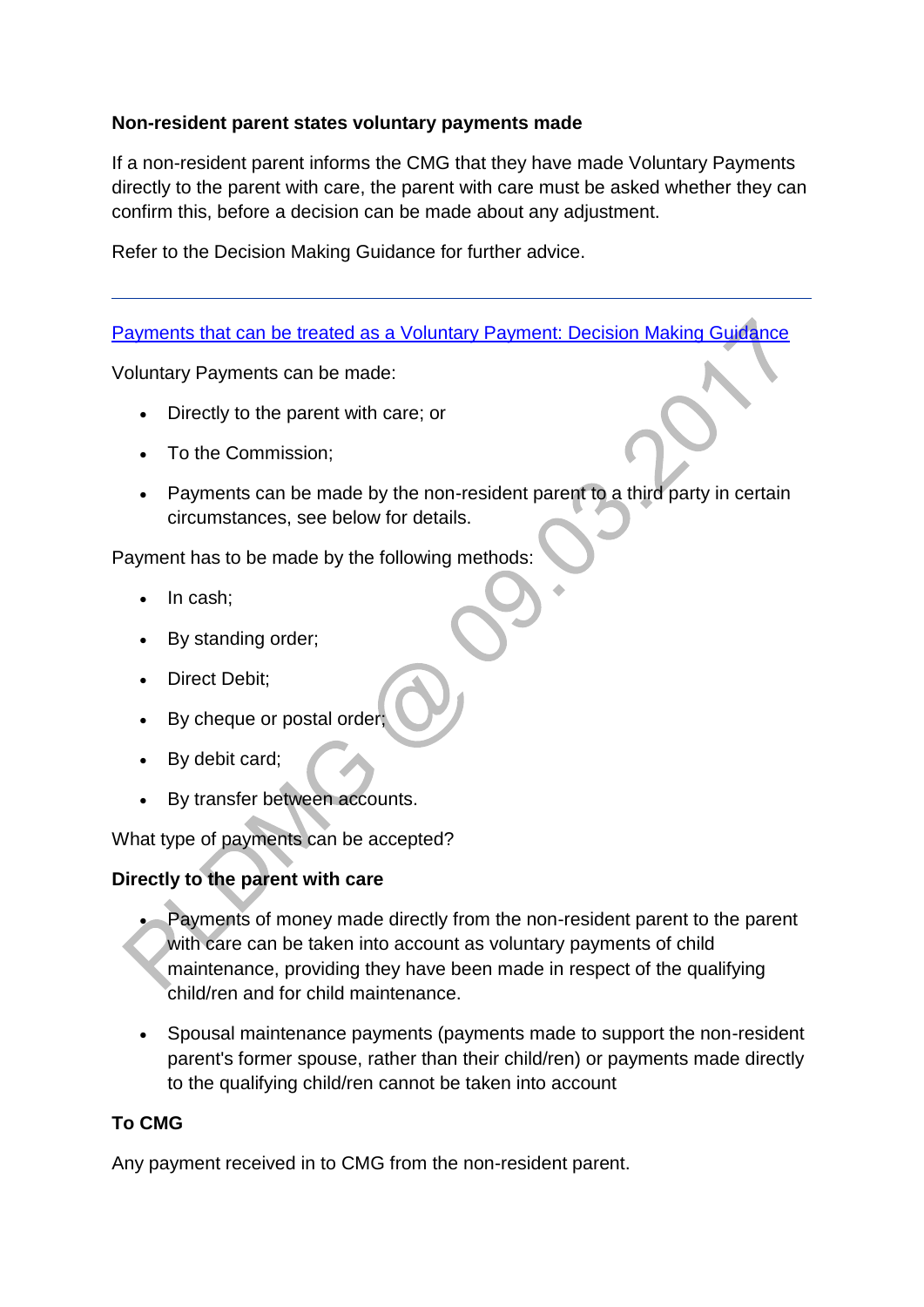**Non-resident parent states voluntary payments made**

If a non-resident parent informs the CMG that they have made Voluntary Payments directly to the parent with care, the parent with care must be asked whether they can confirm this, before a decision can be made about any adjustment.

Refer to the Decision Making Guidance for further advice.

---

Payments that can be treated as a Voluntary Payment: Decision Making Guidance

Voluntary Payments can be made:

- Directly to the parent with care; or
- To the Commission;
- Payments can be made by the non-resident parent to a third party in certain circumstances, see below for details.

Payment has to be made by the following methods:

- In cash;
- By standing order;
- Direct Debit;
- By cheque or postal order;
- By debit card;
- By transfer between accounts.

What type of payments can be accepted?

**Directly to the parent with care**

- Payments of money made directly from the non-resident parent to the parent with care can be taken into account as voluntary payments of child maintenance, providing they have been made in respect of the qualifying child/ren and for child maintenance.
- Spousal maintenance payments (payments made to support the non-resident parent's former spouse, rather than their child/ren) or payments made directly to the qualifying child/ren cannot be taken into account

**To CMG**

Any payment received in to CMG from the non-resident parent.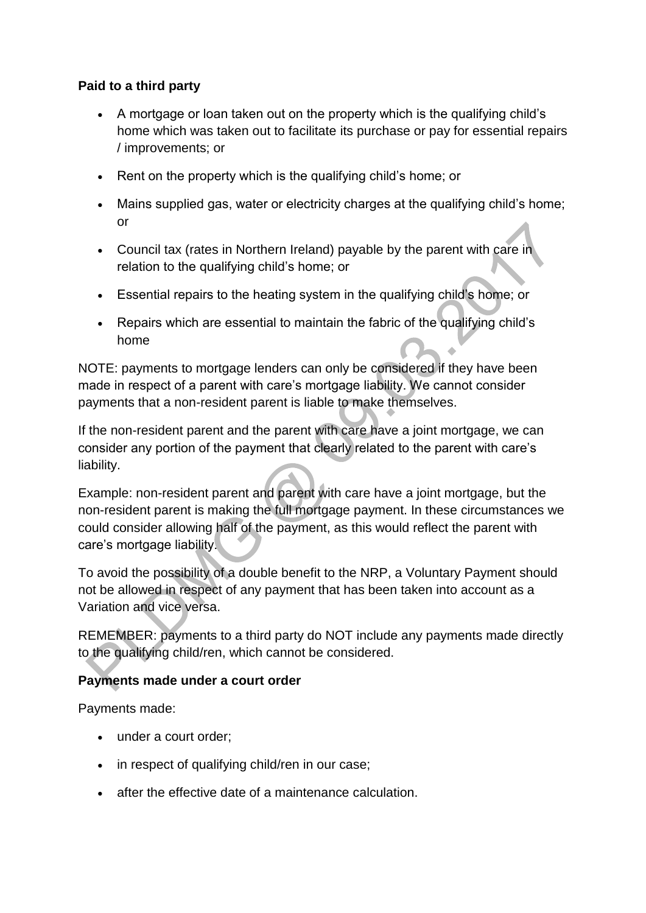**Paid to a third party**

- A mortgage or loan taken out on the property which is the qualifying child's home which was taken out to facilitate its purchase or pay for essential repairs / improvements; or
- Rent on the property which is the qualifying child's home; or
- Mains supplied gas, water or electricity charges at the qualifying child's home; or
- Council tax (rates in Northern Ireland) payable by the parent with care in relation to the qualifying child's home; or
- Essential repairs to the heating system in the qualifying child's home; or
- Repairs which are essential to maintain the fabric of the qualifying child's home

NOTE: payments to mortgage lenders can only be considered if they have been made in respect of a parent with care's mortgage liability. We cannot consider payments that a non-resident parent is liable to make themselves.

If the non-resident parent and the parent with care have a joint mortgage, we can consider any portion of the payment that clearly related to the parent with care's liability.

Example: non-resident parent and parent with care have a joint mortgage, but the non-resident parent is making the full mortgage payment. In these circumstances we could consider allowing half of the payment, as this would reflect the parent with care's mortgage liability.

To avoid the possibility of a double benefit to the NRP, a Voluntary Payment should not be allowed in respect of any payment that has been taken into account as a Variation and vice versa.

REMEMBER: payments to a third party do NOT include any payments made directly to the qualifying child/ren, which cannot be considered.

**Payments made under a court order**

Payments made:

- under a court order;
- in respect of qualifying child/ren in our case;
- after the effective date of a maintenance calculation.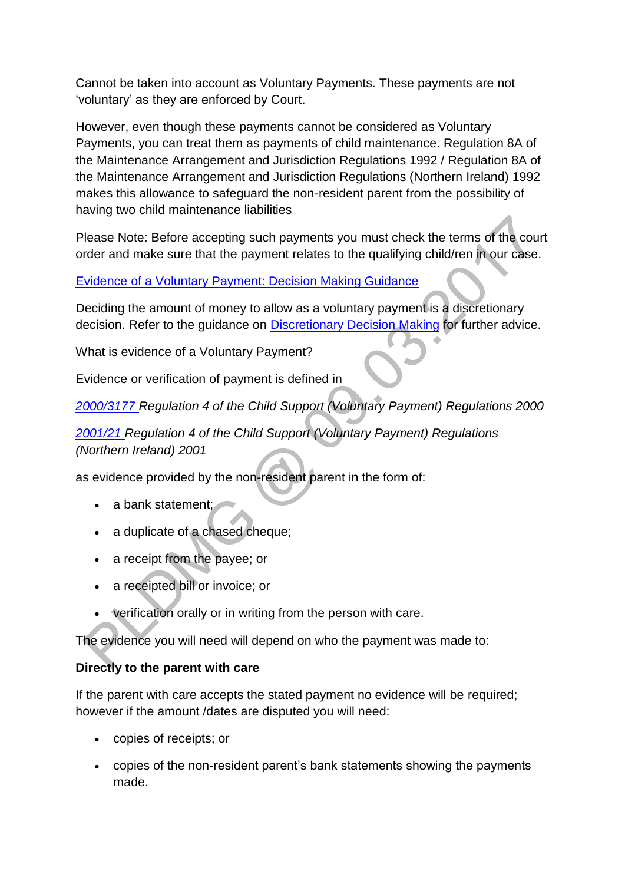Cannot be taken into account as Voluntary Payments. These payments are not 'voluntary' as they are enforced by Court.

However, even though these payments cannot be considered as Voluntary Payments, you can treat them as payments of child maintenance. Regulation 8A of the Maintenance Arrangement and Jurisdiction Regulations 1992 / Regulation 8A of the Maintenance Arrangement and Jurisdiction Regulations (Northern Ireland) 1992 makes this allowance to safeguard the non-resident parent from the possibility of having two child maintenance liabilities

Please Note: Before accepting such payments you must check the terms of the court order and make sure that the payment relates to the qualifying child/ren in our case.

Evidence of a Voluntary Payment: Decision Making Guidance

Deciding the amount of money to allow as a voluntary payment is a discretionary decision. Refer to the guidance on Discretionary Decision Making for further advice.

What is evidence of a Voluntary Payment?

Evidence or verification of payment is defined in

*2000/3177 Regulation 4 of the Child Support (Voluntary Payment) Regulations 2000*

*2001/21 Regulation 4 of the Child Support (Voluntary Payment) Regulations (Northern Ireland) 2001*

as evidence provided by the non-resident parent in the form of:

- a bank statement;
- a duplicate of a chased cheque;
- a receipt from the payee; or
- a receipted bill or invoice; or
- verification orally or in writing from the person with care.

The evidence you will need will depend on who the payment was made to:

**Directly to the parent with care**

If the parent with care accepts the stated payment no evidence will be required; however if the amount /dates are disputed you will need:

- copies of receipts; or
- copies of the non-resident parent's bank statements showing the payments made.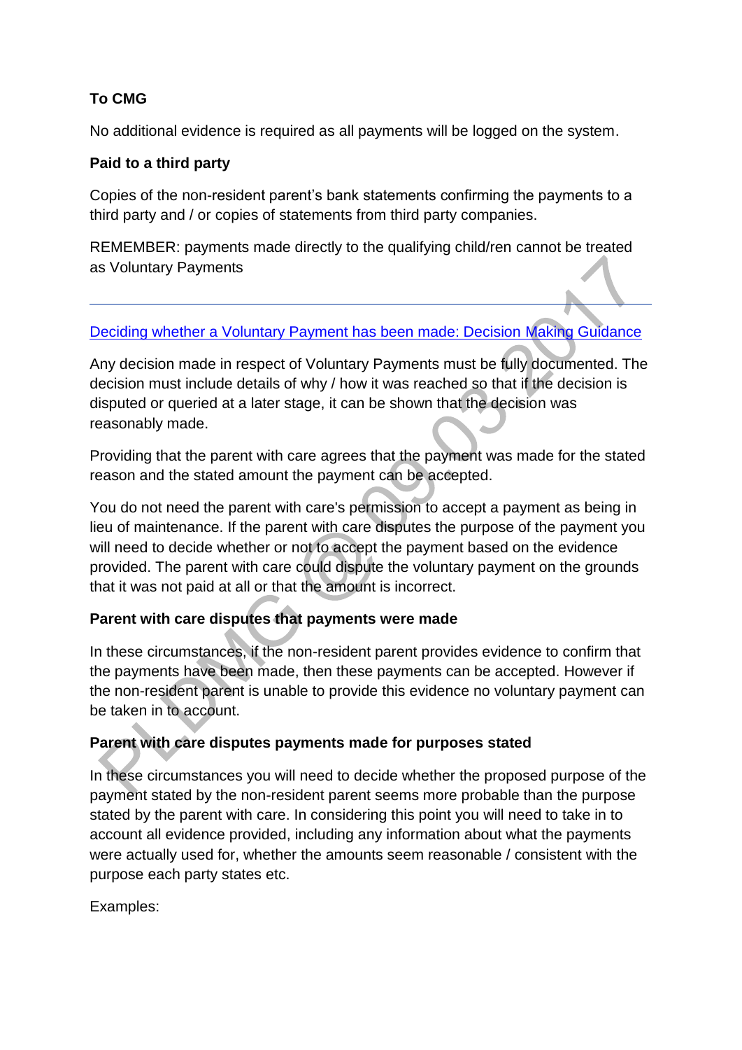**To CMG**

No additional evidence is required as all payments will be logged on the system.

**Paid to a third party**

Copies of the non-resident parent's bank statements confirming the payments to a third party and / or copies of statements from third party companies.

REMEMBER: payments made directly to the qualifying child/ren cannot be treated as Voluntary Payments

---

[Deciding whether a Voluntary Payment has been made: Decision Making Guidance]

Any decision made in respect of Voluntary Payments must be fully documented. The decision must include details of why / how it was reached so that if the decision is disputed or queried at a later stage, it can be shown that the decision was reasonably made.

Providing that the parent with care agrees that the payment was made for the stated reason and the stated amount the payment can be accepted.

You do not need the parent with care's permission to accept a payment as being in lieu of maintenance. If the parent with care disputes the purpose of the payment you will need to decide whether or not to accept the payment based on the evidence provided. The parent with care could dispute the voluntary payment on the grounds that it was not paid at all or that the amount is incorrect.

**Parent with care disputes that payments were made**

In these circumstances, if the non-resident parent provides evidence to confirm that the payments have been made, then these payments can be accepted. However if the non-resident parent is unable to provide this evidence no voluntary payment can be taken in to account.

**Parent with care disputes payments made for purposes stated**

In these circumstances you will need to decide whether the proposed purpose of the payment stated by the non-resident parent seems more probable than the purpose stated by the parent with care. In considering this point you will need to take in to account all evidence provided, including any information about what the payments were actually used for, whether the amounts seem reasonable / consistent with the purpose each party states etc.

Examples: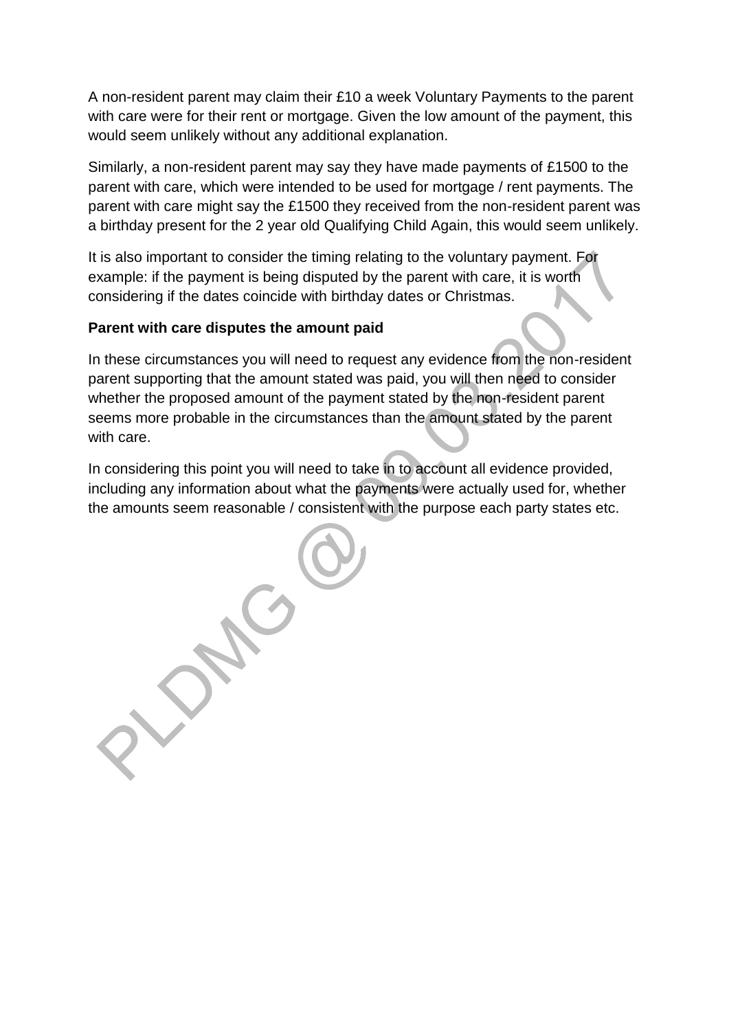A non-resident parent may claim their £10 a week Voluntary Payments to the parent with care were for their rent or mortgage. Given the low amount of the payment, this would seem unlikely without any additional explanation.

Similarly, a non-resident parent may say they have made payments of £1500 to the parent with care, which were intended to be used for mortgage / rent payments. The parent with care might say the £1500 they received from the non-resident parent was a birthday present for the 2 year old Qualifying Child Again, this would seem unlikely.

It is also important to consider the timing relating to the voluntary payment. For example: if the payment is being disputed by the parent with care, it is worth considering if the dates coincide with birthday dates or Christmas.

**Parent with care disputes the amount paid**

In these circumstances you will need to request any evidence from the non-resident parent supporting that the amount stated was paid, you will then need to consider whether the proposed amount of the payment stated by the non-resident parent seems more probable in the circumstances than the amount stated by the parent with care.

In considering this point you will need to take in to account all evidence provided, including any information about what the payments were actually used for, whether the amounts seem reasonable / consistent with the purpose each party states etc.